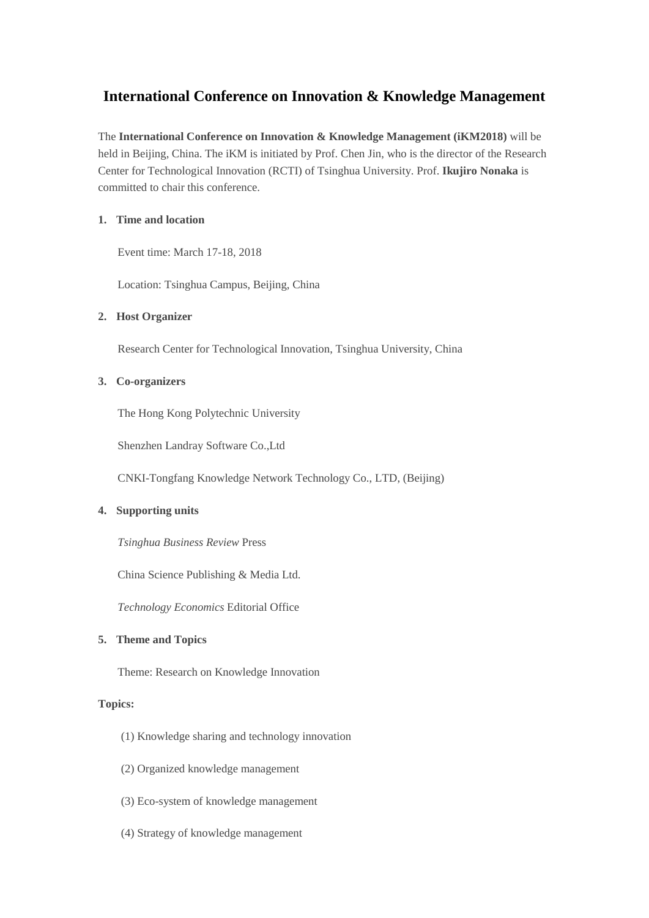# International Conference on Innovation & Knowledge Management

The **International Conference on Innovation & Knowledge Management (iKM2018)** will be held in Beijing, China. The iKM is initiated by Prof. Chen Jin, who is the director of the Research Center for Technological Innovation (RCTI) of Tsinghua University. Prof. **Ikujiro Nonaka** is committed to chair this conference.

**1. Time and location**

Event time: March 17-18, 2018

Location: Tsinghua Campus, Beijing, China

**2. Host Organizer**

Research Center for Technological Innovation, Tsinghua University, China

**3. Co-organizers**

The Hong Kong Polytechnic University

Shenzhen Landray Software Co.,Ltd

CNKI-Tongfang Knowledge Network Technology Co., LTD, (Beijing)

**4. Supporting units**

*Tsinghua Business Review* Press

China Science Publishing & Media Ltd.

*Technology Economics* Editorial Office

**5. Theme and Topics**

Theme: Research on Knowledge Innovation

**Topics:**

(1) Knowledge sharing and technology innovation

(2) Organized knowledge management

(3) Eco-system of knowledge management

(4) Strategy of knowledge management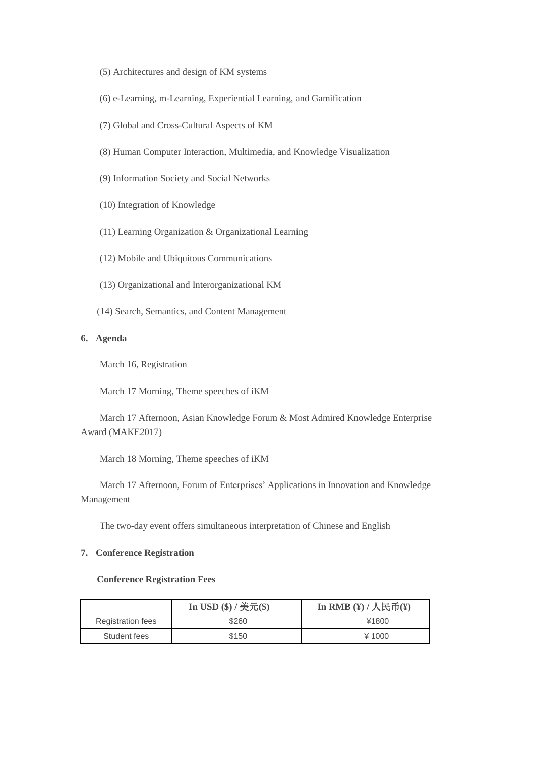(5) Architectures and design of KM systems

(6) e-Learning, m-Learning, Experiential Learning, and Gamification

(7) Global and Cross-Cultural Aspects of KM

(8) Human Computer Interaction, Multimedia, and Knowledge Visualization

(9) Information Society and Social Networks

(10) Integration of Knowledge

(11) Learning Organization & Organizational Learning

(12) Mobile and Ubiquitous Communications

(13) Organizational and Interorganizational KM

(14) Search, Semantics, and Content Management

**6. Agenda**

March 16, Registration

March 17 Morning, Theme speeches of iKM

March 17 Afternoon, Asian Knowledge Forum & Most Admired Knowledge Enterprise Award (MAKE2017)

March 18 Morning, Theme speeches of iKM

March 17 Afternoon, Forum of Enterprises' Applications in Innovation and Knowledge Management

The two-day event offers simultaneous interpretation of Chinese and English

**7. Conference Registration**

**Conference Registration Fees**

| | **In USD ($) / 美元($)** | **In RMB (¥) / 人民币(¥)** |
|---|---|---|
| Registration fees | $260 | ¥1800 |
| Student fees | $150 | ¥ 1000 |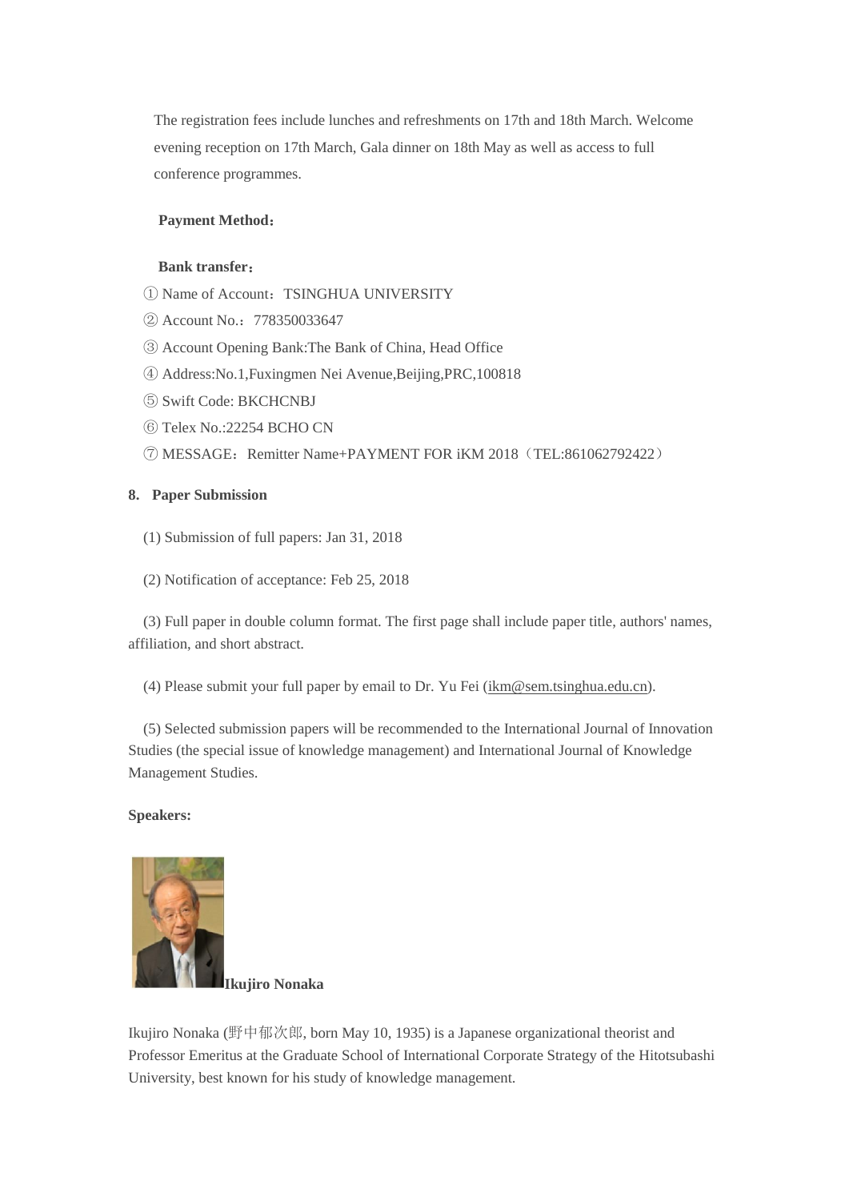The registration fees include lunches and refreshments on 17th and 18th March. Welcome evening reception on 17th March, Gala dinner on 18th May as well as access to full conference programmes.

**Payment Method：**

**Bank transfer：**

① Name of Account：TSINGHUA UNIVERSITY

② Account No.：778350033647

③ Account Opening Bank:The Bank of China, Head Office

④ Address:No.1,Fuxingmen Nei Avenue,Beijing,PRC,100818

⑤ Swift Code: BKCHCNBJ

⑥ Telex No.:22254 BCHO CN

⑦ MESSAGE：Remitter Name+PAYMENT FOR iKM 2018（TEL:861062792422）

**8. Paper Submission**

(1) Submission of full papers: Jan 31, 2018

(2) Notification of acceptance: Feb 25, 2018

(3) Full paper in double column format. The first page shall include paper title, authors' names, affiliation, and short abstract.

(4) Please submit your full paper by email to Dr. Yu Fei (ikm@sem.tsinghua.edu.cn).

(5) Selected submission papers will be recommended to the International Journal of Innovation Studies (the special issue of knowledge management) and International Journal of Knowledge Management Studies.

**Speakers:**

**Ikujiro Nonaka**

Ikujiro Nonaka (野中郁次郎, born May 10, 1935) is a Japanese organizational theorist and Professor Emeritus at the Graduate School of International Corporate Strategy of the Hitotsubashi University, best known for his study of knowledge management.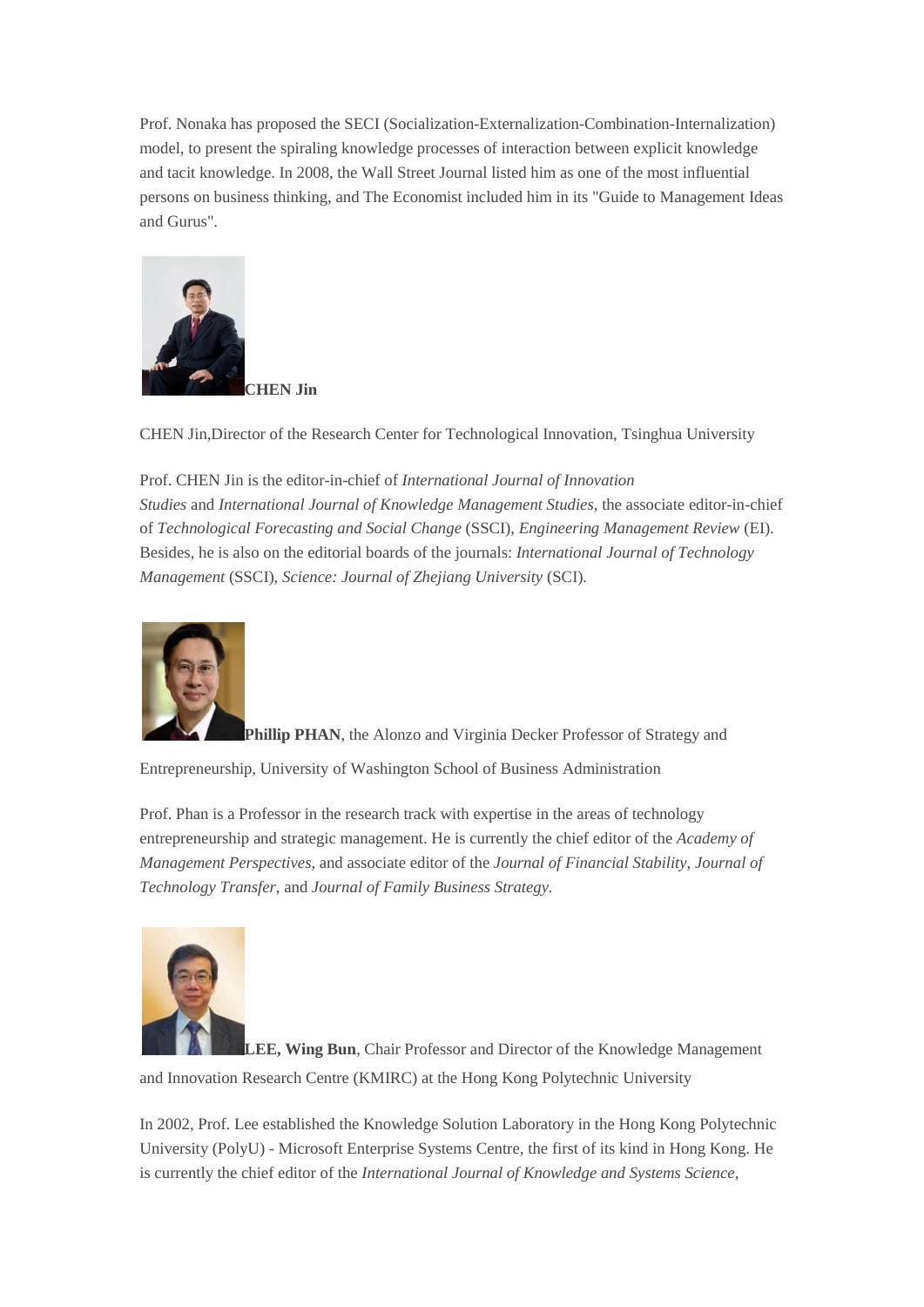Prof. Nonaka has proposed the SECI (Socialization-Externalization-Combination-Internalization) model, to present the spiraling knowledge processes of interaction between explicit knowledge and tacit knowledge. In 2008, the Wall Street Journal listed him as one of the most influential persons on business thinking, and The Economist included him in its "Guide to Management Ideas and Gurus".

**CHEN Jin**

CHEN Jin,Director of the Research Center for Technological Innovation, Tsinghua University

Prof. CHEN Jin is the editor-in-chief of *International Journal of Innovation Studies* and *International Journal of Knowledge Management Studies*, the associate editor-in-chief of *Technological Forecasting and Social Change* (SSCI), *Engineering Management Review* (EI). Besides, he is also on the editorial boards of the journals: *International Journal of Technology Management* (SSCI), *Science: Journal of Zhejiang University* (SCI).

**Phillip PHAN**, the Alonzo and Virginia Decker Professor of Strategy and Entrepreneurship, University of Washington School of Business Administration

Prof. Phan is a Professor in the research track with expertise in the areas of technology entrepreneurship and strategic management. He is currently the chief editor of the *Academy of Management Perspectives*, and associate editor of the *Journal of Financial Stability*, *Journal of Technology Transfer*, and *Journal of Family Business Strategy*.

**LEE, Wing Bun**, Chair Professor and Director of the Knowledge Management and Innovation Research Centre (KMIRC) at the Hong Kong Polytechnic University

In 2002, Prof. Lee established the Knowledge Solution Laboratory in the Hong Kong Polytechnic University (PolyU) - Microsoft Enterprise Systems Centre, the first of its kind in Hong Kong. He is currently the chief editor of the *International Journal of Knowledge and Systems Science*,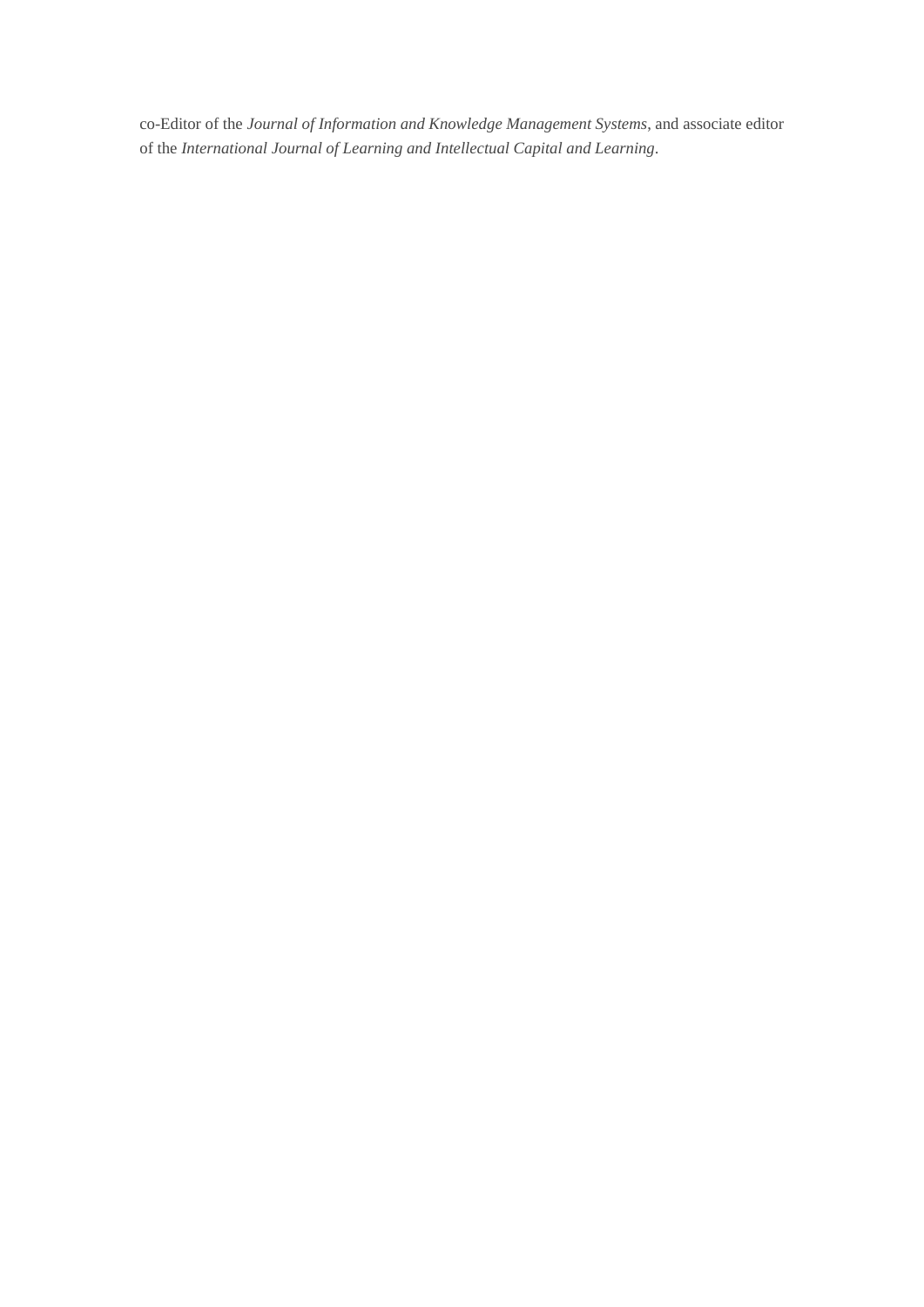co-Editor of the *Journal of Information and Knowledge Management Systems*, and associate editor of the *International Journal of Learning and Intellectual Capital and Learning*.